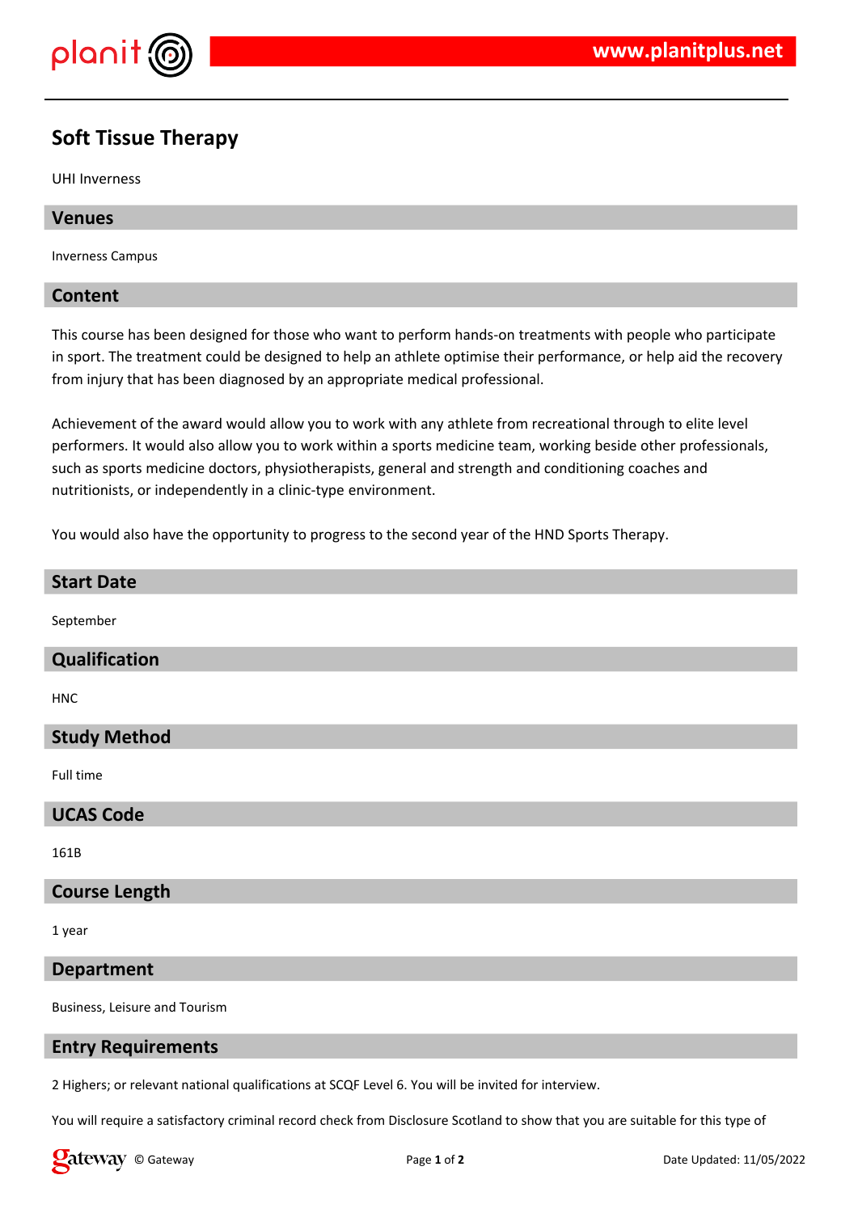# Soft Tissue Therapy

UHI Inverness

## Venues

Inverness Campus

## Content

This course has been designed for those who want to perform hands-on treatments with people who participate in sport. The treatment could be designed to help an athlete optimise their performance, or help aid the recovery from injury that has been diagnosed by an appropriate medical professional.

Achievement of the award would allow you to work with any athlete from recreational through to elite level performers. It would also allow you to work within a sports medicine team, working beside other professionals, such as sports medicine doctors, physiotherapists, general and strength and conditioning coaches and nutritionists, or independently in a clinic-type environment.

You would also have the opportunity to progress to the second year of the HND Sports Therapy.

## Start Date

September

## Qualification

HNC

## Study Method

Full time

## UCAS Code

161B

## Course Length

1 year

## Department

Business, Leisure and Tourism

## Entry Requirements

2 Highers; or relevant national qualifications at SCQF Level 6. You will be invited for interview.

You will require a satisfactory criminal record check from Disclosure Scotland to show that you are suitable for this type of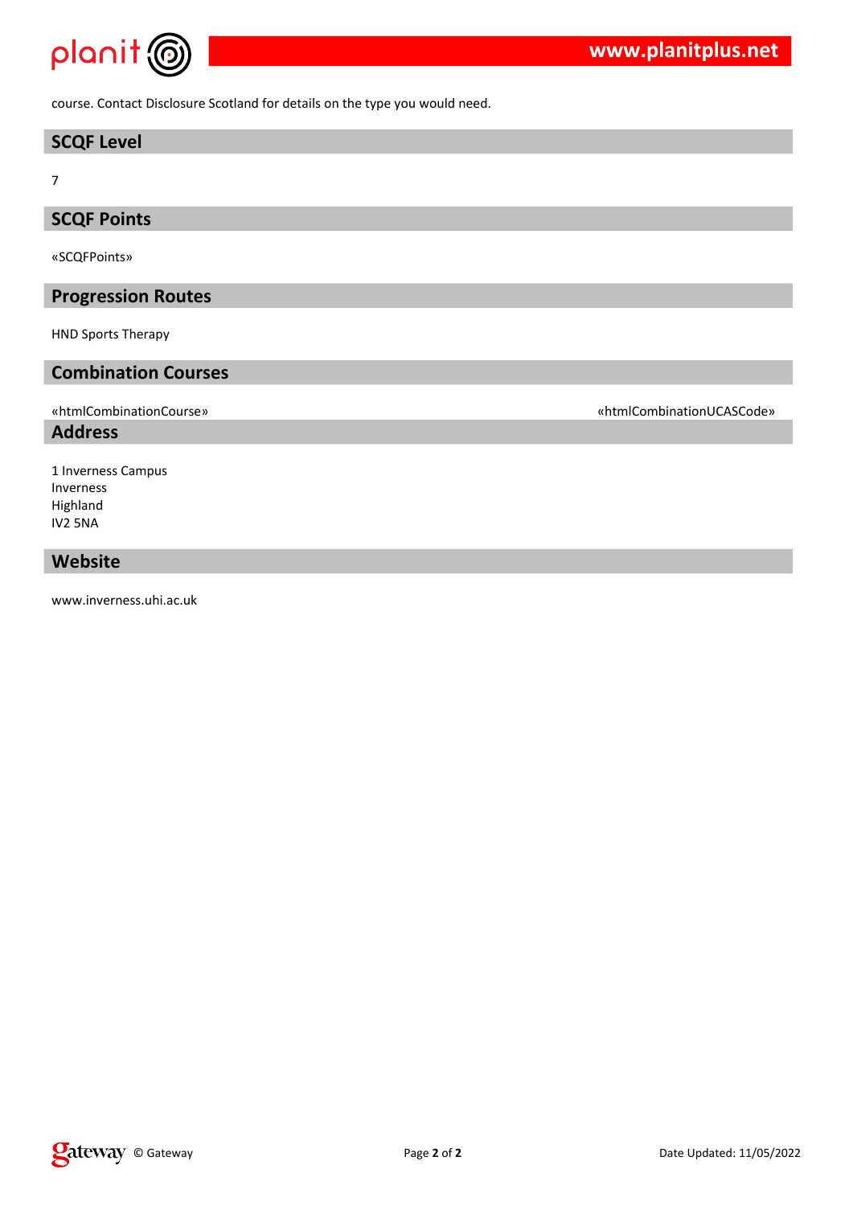course. Contact Disclosure Scotland for details on the type you would need.

## SCQF Level

7

## SCQF Points

«SCQFPoints»

## Progression Routes

HND Sports Therapy

## Combination Courses

«htmlCombinationCourse» «htmlCombinationUCASCode»

## Address

1 Inverness Campus
Inverness
Highland
IV2 5NA

## Website

www.inverness.uhi.ac.uk